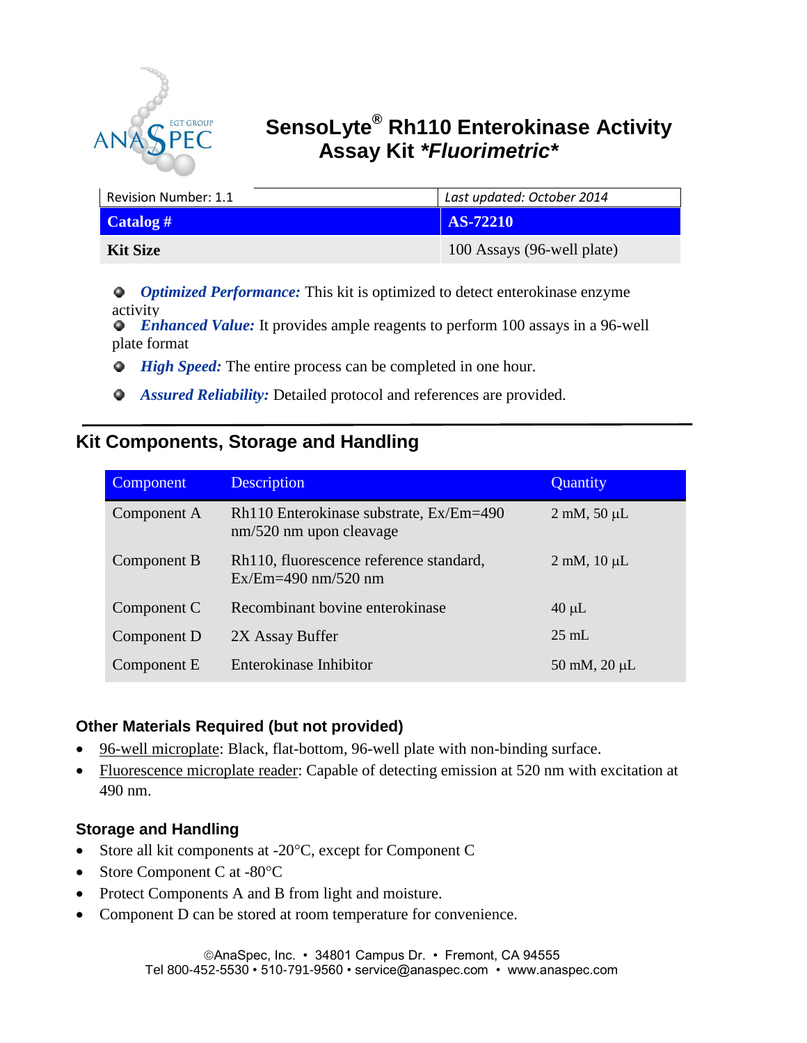# SensoLyte® Rh110 Enterokinase Activity Assay Kit *Fluorimetric*

| Revision Number: 1.1 | *Last updated: October 2014* |
|---|---|
| **Catalog #** | **AS-72210** |
| **Kit Size** | 100 Assays (96-well plate) |

- ***Optimized Performance:*** This kit is optimized to detect enterokinase enzyme activity
- ***Enhanced Value:*** It provides ample reagents to perform 100 assays in a 96-well plate format
- ***High Speed:*** The entire process can be completed in one hour.
- ***Assured Reliability:*** Detailed protocol and references are provided.

## Kit Components, Storage and Handling

| Component | Description | Quantity |
|---|---|---|
| Component A | Rh110 Enterokinase substrate, Ex/Em=490 nm/520 nm upon cleavage | 2 mM, 50 μL |
| Component B | Rh110, fluorescence reference standard, Ex/Em=490 nm/520 nm | 2 mM, 10 μL |
| Component C | Recombinant bovine enterokinase | 40 μL |
| Component D | 2X Assay Buffer | 25 mL |
| Component E | Enterokinase Inhibitor | 50 mM, 20 μL |

### Other Materials Required (but not provided)

- 96-well microplate: Black, flat-bottom, 96-well plate with non-binding surface.
- Fluorescence microplate reader: Capable of detecting emission at 520 nm with excitation at 490 nm.

### Storage and Handling

- Store all kit components at -20°C, except for Component C
- Store Component C at -80°C
- Protect Components A and B from light and moisture.
- Component D can be stored at room temperature for convenience.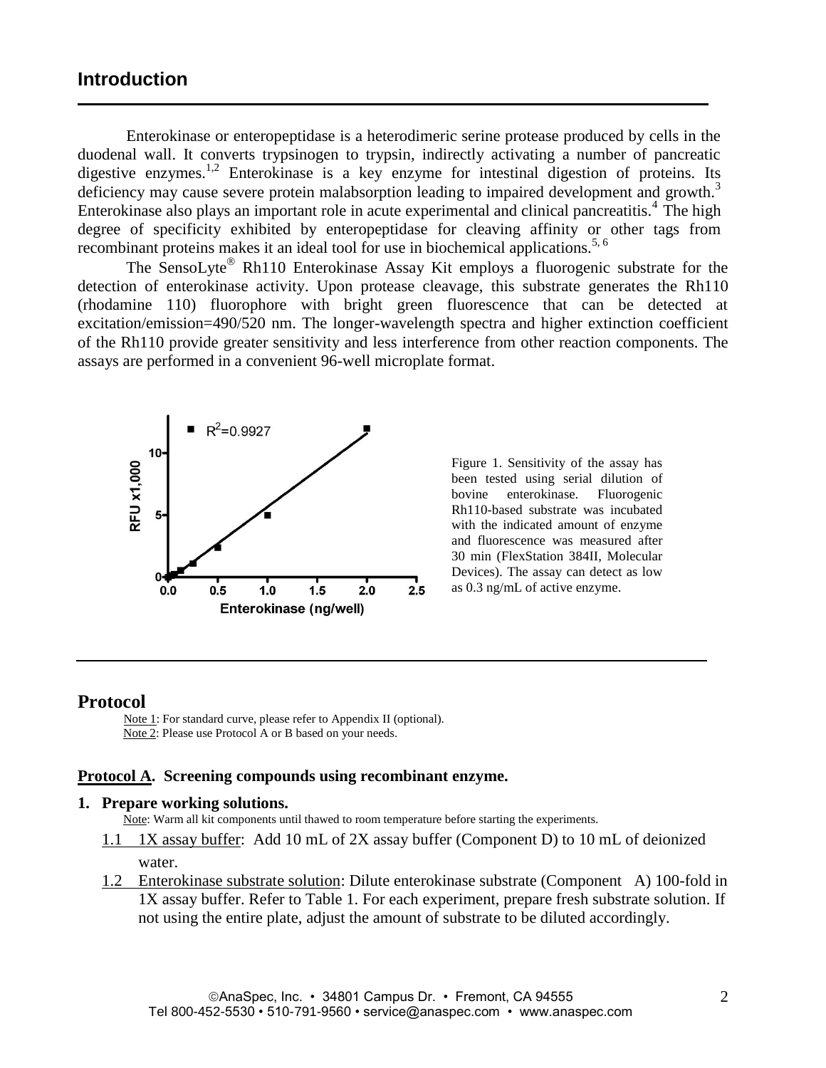## Introduction

Enterokinase or enteropeptidase is a heterodimeric serine protease produced by cells in the duodenal wall. It converts trypsinogen to trypsin, indirectly activating a number of pancreatic digestive enzymes.[1,2] Enterokinase is a key enzyme for intestinal digestion of proteins. Its deficiency may cause severe protein malabsorption leading to impaired development and growth.[3] Enterokinase also plays an important role in acute experimental and clinical pancreatitis.[4] The high degree of specificity exhibited by enteropeptidase for cleaving affinity or other tags from recombinant proteins makes it an ideal tool for use in biochemical applications.[5, 6]

The SensoLyte® Rh110 Enterokinase Assay Kit employs a fluorogenic substrate for the detection of enterokinase activity. Upon protease cleavage, this substrate generates the Rh110 (rhodamine 110) fluorophore with bright green fluorescence that can be detected at excitation/emission=490/520 nm. The longer-wavelength spectra and higher extinction coefficient of the Rh110 provide greater sensitivity and less interference from other reaction components. The assays are performed in a convenient 96-well microplate format.

Figure 1. Sensitivity of the assay has been tested using serial dilution of bovine enterokinase. Fluorogenic Rh110-based substrate was incubated with the indicated amount of enzyme and fluorescence was measured after 30 min (FlexStation 384II, Molecular Devices). The assay can detect as low as 0.3 ng/mL of active enzyme.

## Protocol

Note 1: For standard curve, please refer to Appendix II (optional).
Note 2: Please use Protocol A or B based on your needs.

### Protocol A. Screening compounds using recombinant enzyme.

**1. Prepare working solutions.**

Note: Warm all kit components until thawed to room temperature before starting the experiments.

1.1 1X assay buffer: Add 10 mL of 2X assay buffer (Component D) to 10 mL of deionized water.

1.2 Enterokinase substrate solution: Dilute enterokinase substrate (Component A) 100-fold in 1X assay buffer. Refer to Table 1. For each experiment, prepare fresh substrate solution. If not using the entire plate, adjust the amount of substrate to be diluted accordingly.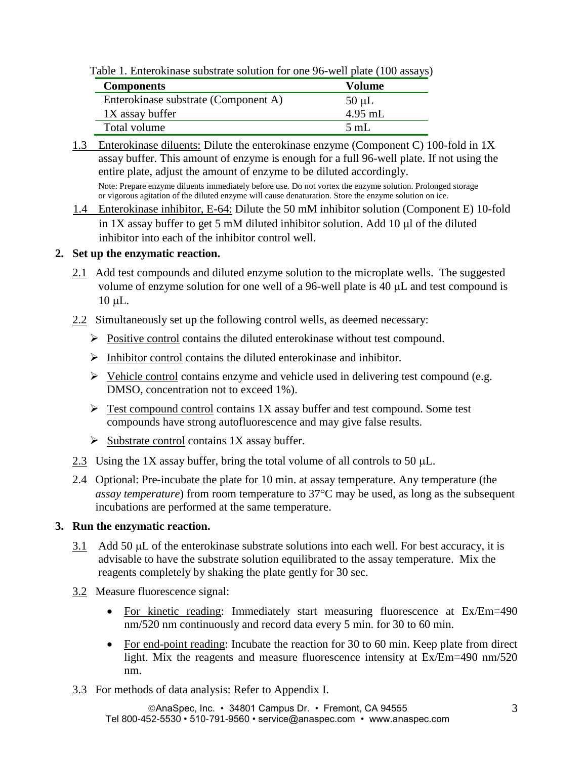Table 1. Enterokinase substrate solution for one 96-well plate (100 assays)

| Components | Volume |
| --- | --- |
| Enterokinase substrate (Component A) | 50 μL |
| 1X assay buffer | 4.95 mL |
| Total volume | 5 mL |

1.3 Enterokinase diluents: Dilute the enterokinase enzyme (Component C) 100-fold in 1X assay buffer. This amount of enzyme is enough for a full 96-well plate. If not using the entire plate, adjust the amount of enzyme to be diluted accordingly.

Note: Prepare enzyme diluents immediately before use. Do not vortex the enzyme solution. Prolonged storage or vigorous agitation of the diluted enzyme will cause denaturation. Store the enzyme solution on ice.

1.4 Enterokinase inhibitor, E-64: Dilute the 50 mM inhibitor solution (Component E) 10-fold in 1X assay buffer to get 5 mM diluted inhibitor solution. Add 10 μl of the diluted inhibitor into each of the inhibitor control well.

**2. Set up the enzymatic reaction.**

2.1 Add test compounds and diluted enzyme solution to the microplate wells. The suggested volume of enzyme solution for one well of a 96-well plate is 40 μL and test compound is 10 μL.

2.2 Simultaneously set up the following control wells, as deemed necessary:

- Positive control contains the diluted enterokinase without test compound.
- Inhibitor control contains the diluted enterokinase and inhibitor.
- Vehicle control contains enzyme and vehicle used in delivering test compound (e.g. DMSO, concentration not to exceed 1%).
- Test compound control contains 1X assay buffer and test compound. Some test compounds have strong autofluorescence and may give false results.
- Substrate control contains 1X assay buffer.

2.3 Using the 1X assay buffer, bring the total volume of all controls to 50 μL.

2.4 Optional: Pre-incubate the plate for 10 min. at assay temperature. Any temperature (the *assay temperature*) from room temperature to 37°C may be used, as long as the subsequent incubations are performed at the same temperature.

**3. Run the enzymatic reaction.**

3.1 Add 50 μL of the enterokinase substrate solutions into each well. For best accuracy, it is advisable to have the substrate solution equilibrated to the assay temperature. Mix the reagents completely by shaking the plate gently for 30 sec.

3.2 Measure fluorescence signal:

- For kinetic reading: Immediately start measuring fluorescence at Ex/Em=490 nm/520 nm continuously and record data every 5 min. for 30 to 60 min.
- For end-point reading: Incubate the reaction for 30 to 60 min. Keep plate from direct light. Mix the reagents and measure fluorescence intensity at Ex/Em=490 nm/520 nm.

3.3 For methods of data analysis: Refer to Appendix I.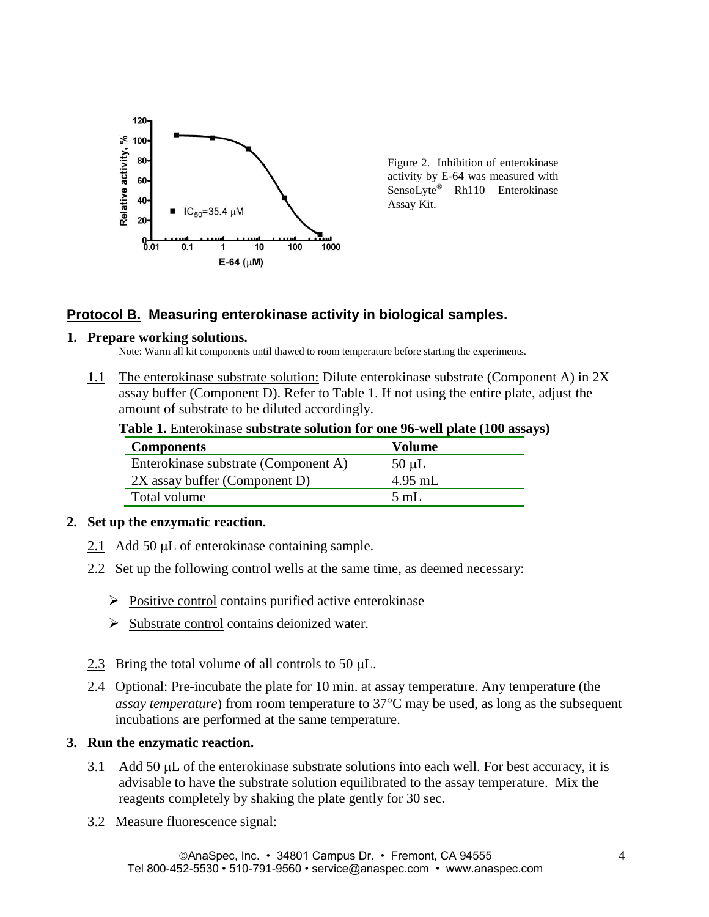Figure 2. Inhibition of enterokinase activity by E-64 was measured with SensoLyte® Rh110 Enterokinase Assay Kit.

## Protocol B. Measuring enterokinase activity in biological samples.

### 1. Prepare working solutions.

Note: Warm all kit components until thawed to room temperature before starting the experiments.

1.1 The enterokinase substrate solution: Dilute enterokinase substrate (Component A) in 2X assay buffer (Component D). Refer to Table 1. If not using the entire plate, adjust the amount of substrate to be diluted accordingly.

**Table 1.** Enterokinase **substrate solution for one 96-well plate (100 assays)**

| Components | Volume |
|---|---|
| Enterokinase substrate (Component A) | 50 μL |
| 2X assay buffer (Component D) | 4.95 mL |
| Total volume | 5 mL |

### 2. Set up the enzymatic reaction.

2.1 Add 50 μL of enterokinase containing sample.

2.2 Set up the following control wells at the same time, as deemed necessary:

- Positive control contains purified active enterokinase
- Substrate control contains deionized water.

2.3 Bring the total volume of all controls to 50 μL.

2.4 Optional: Pre-incubate the plate for 10 min. at assay temperature. Any temperature (the *assay temperature*) from room temperature to 37°C may be used, as long as the subsequent incubations are performed at the same temperature.

### 3. Run the enzymatic reaction.

3.1 Add 50 μL of the enterokinase substrate solutions into each well. For best accuracy, it is advisable to have the substrate solution equilibrated to the assay temperature. Mix the reagents completely by shaking the plate gently for 30 sec.

3.2 Measure fluorescence signal: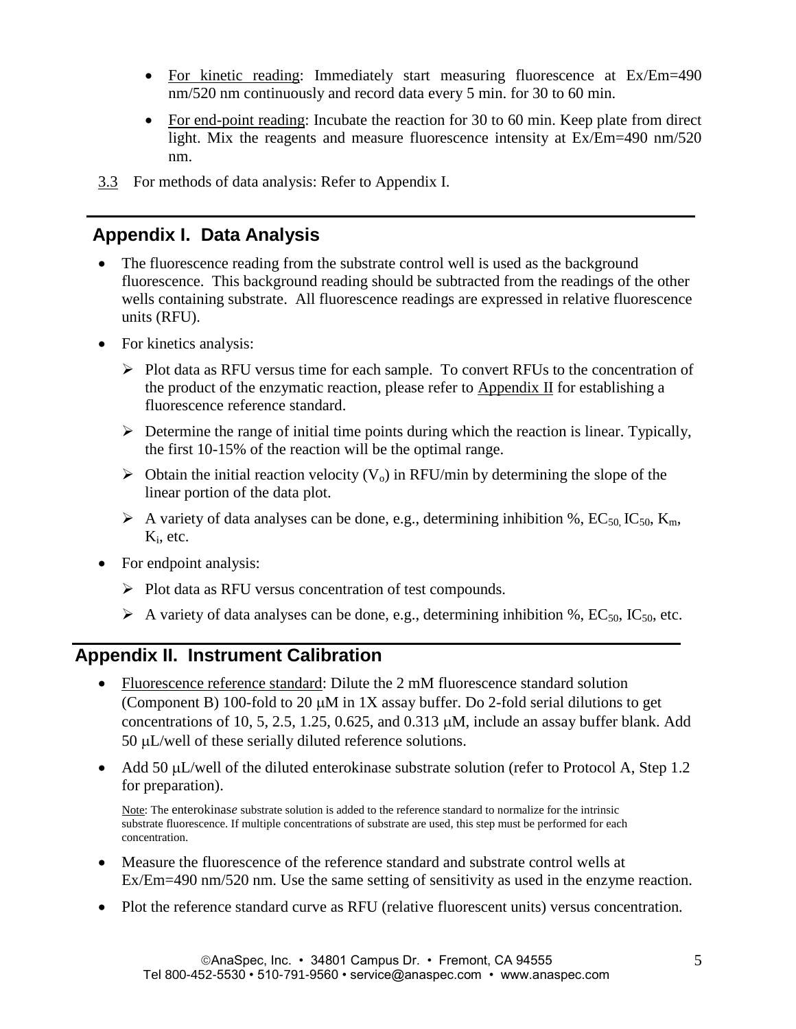- For kinetic reading: Immediately start measuring fluorescence at Ex/Em=490 nm/520 nm continuously and record data every 5 min. for 30 to 60 min.
- For end-point reading: Incubate the reaction for 30 to 60 min. Keep plate from direct light. Mix the reagents and measure fluorescence intensity at Ex/Em=490 nm/520 nm.

3.3 For methods of data analysis: Refer to Appendix I.

## Appendix I. Data Analysis

- The fluorescence reading from the substrate control well is used as the background fluorescence. This background reading should be subtracted from the readings of the other wells containing substrate. All fluorescence readings are expressed in relative fluorescence units (RFU).
- For kinetics analysis:
  - Plot data as RFU versus time for each sample. To convert RFUs to the concentration of the product of the enzymatic reaction, please refer to Appendix II for establishing a fluorescence reference standard.
  - Determine the range of initial time points during which the reaction is linear. Typically, the first 10-15% of the reaction will be the optimal range.
  - Obtain the initial reaction velocity ($V_o$) in RFU/min by determining the slope of the linear portion of the data plot.
  - A variety of data analyses can be done, e.g., determining inhibition %, $EC_{50}$, $IC_{50}$, $K_m$, $K_i$, etc.
- For endpoint analysis:
  - Plot data as RFU versus concentration of test compounds.
  - A variety of data analyses can be done, e.g., determining inhibition %, $EC_{50}$, $IC_{50}$, etc.

## Appendix II. Instrument Calibration

- Fluorescence reference standard: Dilute the 2 mM fluorescence standard solution (Component B) 100-fold to 20 μM in 1X assay buffer. Do 2-fold serial dilutions to get concentrations of 10, 5, 2.5, 1.25, 0.625, and 0.313 μM, include an assay buffer blank. Add 50 μL/well of these serially diluted reference solutions.
- Add 50 μL/well of the diluted enterokinase substrate solution (refer to Protocol A, Step 1.2 for preparation).

  Note: The enterokinase substrate solution is added to the reference standard to normalize for the intrinsic substrate fluorescence. If multiple concentrations of substrate are used, this step must be performed for each concentration.

- Measure the fluorescence of the reference standard and substrate control wells at Ex/Em=490 nm/520 nm. Use the same setting of sensitivity as used in the enzyme reaction.
- Plot the reference standard curve as RFU (relative fluorescent units) versus concentration.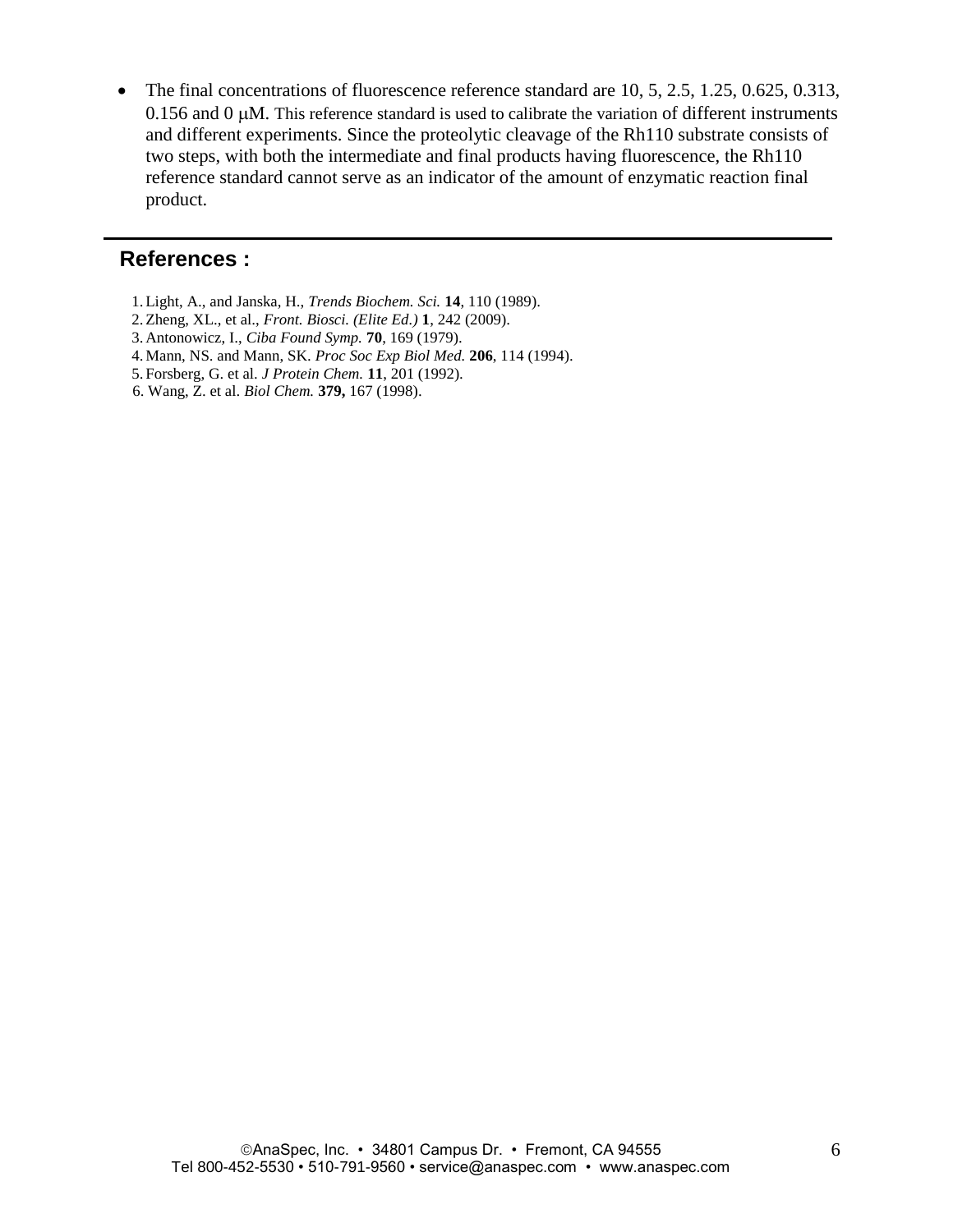- The final concentrations of fluorescence reference standard are 10, 5, 2.5, 1.25, 0.625, 0.313, 0.156 and 0 µM. This reference standard is used to calibrate the variation of different instruments and different experiments. Since the proteolytic cleavage of the Rh110 substrate consists of two steps, with both the intermediate and final products having fluorescence, the Rh110 reference standard cannot serve as an indicator of the amount of enzymatic reaction final product.

## References :

1. Light, A., and Janska, H., *Trends Biochem. Sci.* **14**, 110 (1989).
2. Zheng, XL., et al., *Front. Biosci. (Elite Ed.)* **1**, 242 (2009).
3. Antonowicz, I., *Ciba Found Symp.* **70**, 169 (1979).
4. Mann, NS. and Mann, SK. *Proc Soc Exp Biol Med.* **206**, 114 (1994).
5. Forsberg, G. et al. *J Protein Chem.* **11**, 201 (1992).
6. Wang, Z. et al. *Biol Chem.* **379,** 167 (1998).